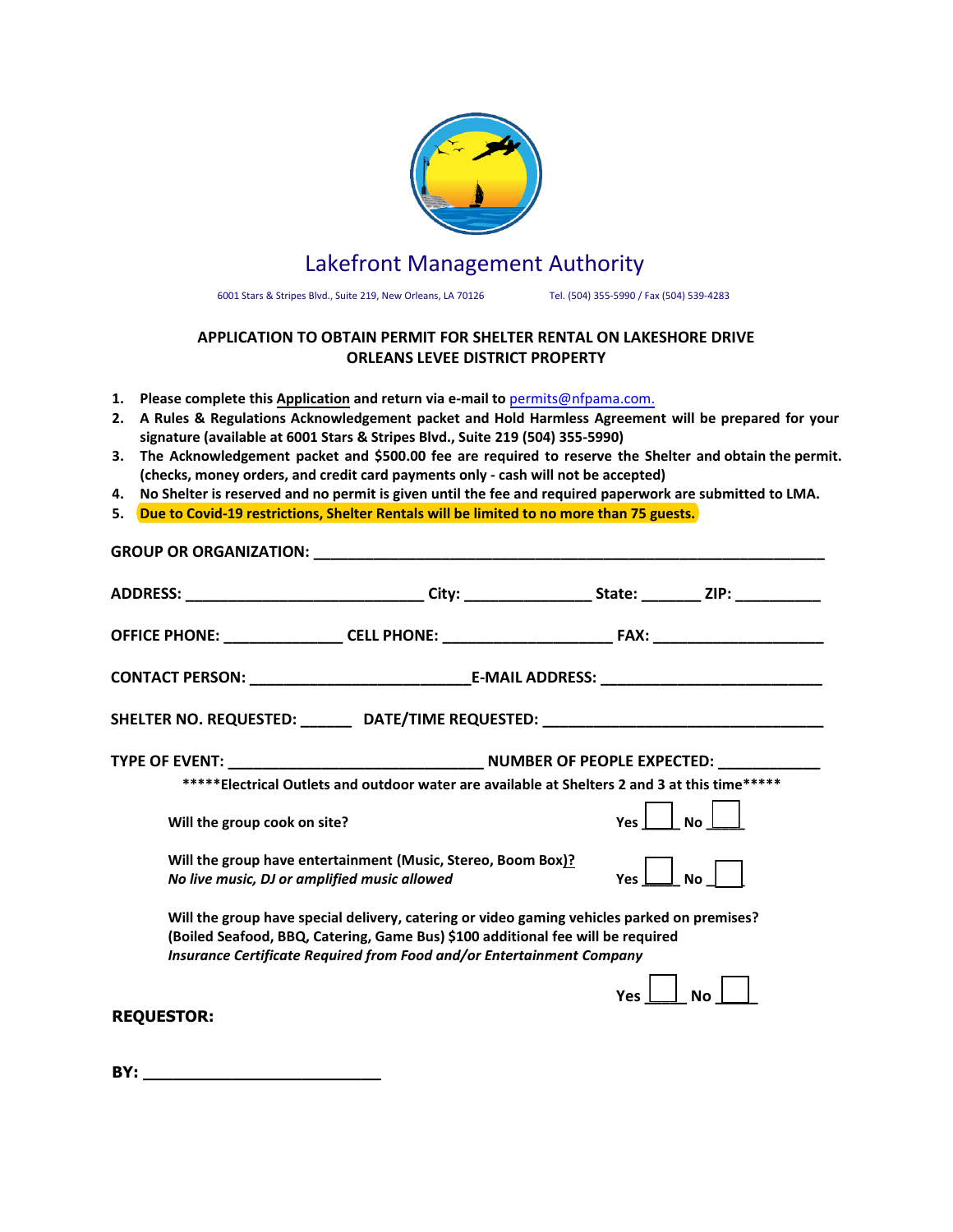# Lakefront Management Authority

6001 Stars & Stripes Blvd., Suite 219, New Orleans, LA 70126 Tel. (504) 355-5990 / Fax (504) 539-4283

## APPLICATION TO OBTAIN PERMIT FOR SHELTER RENTAL ON LAKESHORE DRIVE ORLEANS LEVEE DISTRICT PROPERTY

1. **Please complete this Application and return via e-mail to permits@nfpama.com.**
2. **A Rules & Regulations Acknowledgement packet and Hold Harmless Agreement will be prepared for your signature (available at 6001 Stars & Stripes Blvd., Suite 219 (504) 355-5990)**
3. **The Acknowledgement packet and $500.00 fee are required to reserve the Shelter and obtain the permit. (checks, money orders, and credit card payments only - cash will not be accepted)**
4. **No Shelter is reserved and no permit is given until the fee and required paperwork are submitted to LMA.**
5. **Due to Covid-19 restrictions, Shelter Rentals will be limited to no more than 75 guests.**

**GROUP OR ORGANIZATION:** ____________________________________________________________

**ADDRESS:** ____________________________ **City:** _______________ **State:** _______ **ZIP:** __________

**OFFICE PHONE:** ______________ **CELL PHONE:** ____________________ **FAX:** ____________________

**CONTACT PERSON:** _________________________ **E-MAIL ADDRESS:** __________________________

**SHELTER NO. REQUESTED:** ______ **DATE/TIME REQUESTED:** _________________________________

**TYPE OF EVENT:** ______________________________ **NUMBER OF PEOPLE EXPECTED:** ___________

**\*\*\*\*\*Electrical Outlets and outdoor water are available at Shelters 2 and 3 at this time\*\*\*\*\***

**Will the group cook on site?** **Yes** ☐ **No** ☐

**Will the group have entertainment (Music, Stereo, Boom Box)?**
***No live music, DJ or amplified music allowed*** **Yes** ☐ **No** ☐

**Will the group have special delivery, catering or video gaming vehicles parked on premises?**
**(Boiled Seafood, BBQ, Catering, Game Bus) $100 additional fee will be required**
***Insurance Certificate Required from Food and/or Entertainment Company***

**Yes** ☐ **No** ☐

**REQUESTOR:**

**BY:** ___________________________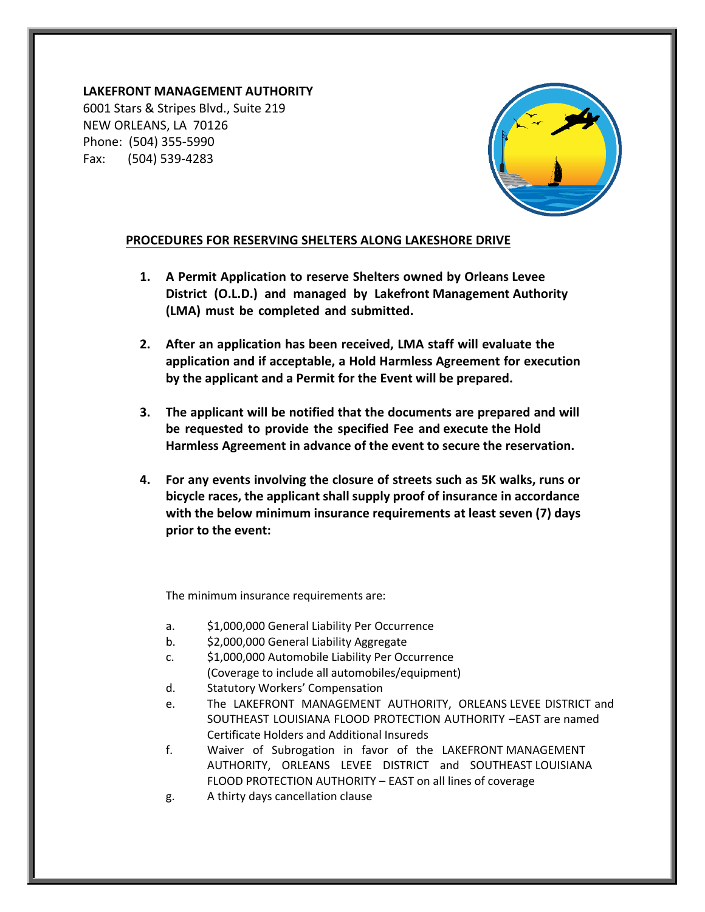**LAKEFRONT MANAGEMENT AUTHORITY**
6001 Stars & Stripes Blvd., Suite 219
NEW ORLEANS, LA 70126
Phone: (504) 355-5990
Fax: (504) 539-4283

## PROCEDURES FOR RESERVING SHELTERS ALONG LAKESHORE DRIVE

1. **A Permit Application to reserve Shelters owned by Orleans Levee District (O.L.D.) and managed by Lakefront Management Authority (LMA) must be completed and submitted.**

2. **After an application has been received, LMA staff will evaluate the application and if acceptable, a Hold Harmless Agreement for execution by the applicant and a Permit for the Event will be prepared.**

3. **The applicant will be notified that the documents are prepared and will be requested to provide the specified Fee and execute the Hold Harmless Agreement in advance of the event to secure the reservation.**

4. **For any events involving the closure of streets such as 5K walks, runs or bicycle races, the applicant shall supply proof of insurance in accordance with the below minimum insurance requirements at least seven (7) days prior to the event:**

The minimum insurance requirements are:

a. $1,000,000 General Liability Per Occurrence
b. $2,000,000 General Liability Aggregate
c. $1,000,000 Automobile Liability Per Occurrence (Coverage to include all automobiles/equipment)
d. Statutory Workers' Compensation
e. The LAKEFRONT MANAGEMENT AUTHORITY, ORLEANS LEVEE DISTRICT and SOUTHEAST LOUISIANA FLOOD PROTECTION AUTHORITY –EAST are named Certificate Holders and Additional Insureds
f. Waiver of Subrogation in favor of the LAKEFRONT MANAGEMENT AUTHORITY, ORLEANS LEVEE DISTRICT and SOUTHEAST LOUISIANA FLOOD PROTECTION AUTHORITY – EAST on all lines of coverage
g. A thirty days cancellation clause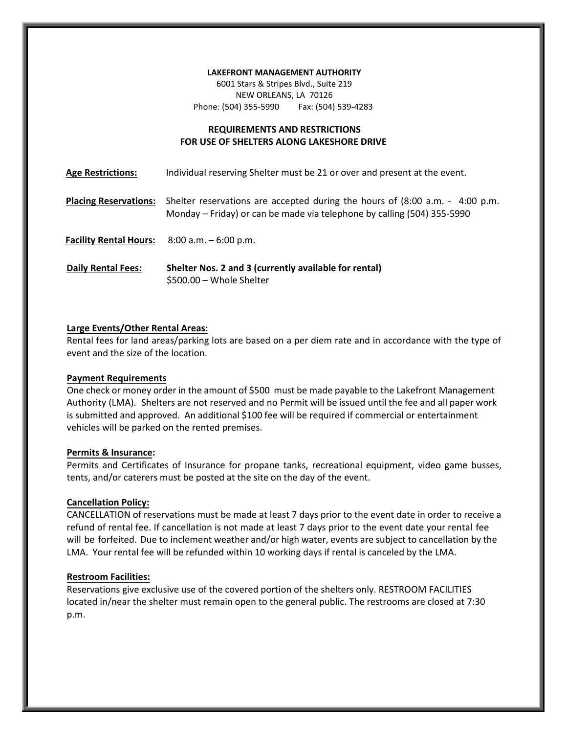**LAKEFRONT MANAGEMENT AUTHORITY**
6001 Stars & Stripes Blvd., Suite 219
NEW ORLEANS, LA 70126
Phone: (504) 355-5990 Fax: (504) 539-4283

## REQUIREMENTS AND RESTRICTIONS FOR USE OF SHELTERS ALONG LAKESHORE DRIVE

**Age Restrictions:** Individual reserving Shelter must be 21 or over and present at the event.

**Placing Reservations:** Shelter reservations are accepted during the hours of (8:00 a.m. - 4:00 p.m. Monday – Friday) or can be made via telephone by calling (504) 355-5990

**Facility Rental Hours:** 8:00 a.m. – 6:00 p.m.

**Daily Rental Fees:** **Shelter Nos. 2 and 3 (currently available for rental)**
$500.00 – Whole Shelter

**Large Events/Other Rental Areas:**
Rental fees for land areas/parking lots are based on a per diem rate and in accordance with the type of event and the size of the location.

**Payment Requirements**
One check or money order in the amount of $500 must be made payable to the Lakefront Management Authority (LMA). Shelters are not reserved and no Permit will be issued until the fee and all paper work is submitted and approved. An additional $100 fee will be required if commercial or entertainment vehicles will be parked on the rented premises.

**Permits & Insurance:**
Permits and Certificates of Insurance for propane tanks, recreational equipment, video game busses, tents, and/or caterers must be posted at the site on the day of the event.

**Cancellation Policy:**
CANCELLATION of reservations must be made at least 7 days prior to the event date in order to receive a refund of rental fee. If cancellation is not made at least 7 days prior to the event date your rental fee will be forfeited. Due to inclement weather and/or high water, events are subject to cancellation by the LMA. Your rental fee will be refunded within 10 working days if rental is canceled by the LMA.

**Restroom Facilities:**
Reservations give exclusive use of the covered portion of the shelters only. RESTROOM FACILITIES located in/near the shelter must remain open to the general public. The restrooms are closed at 7:30 p.m.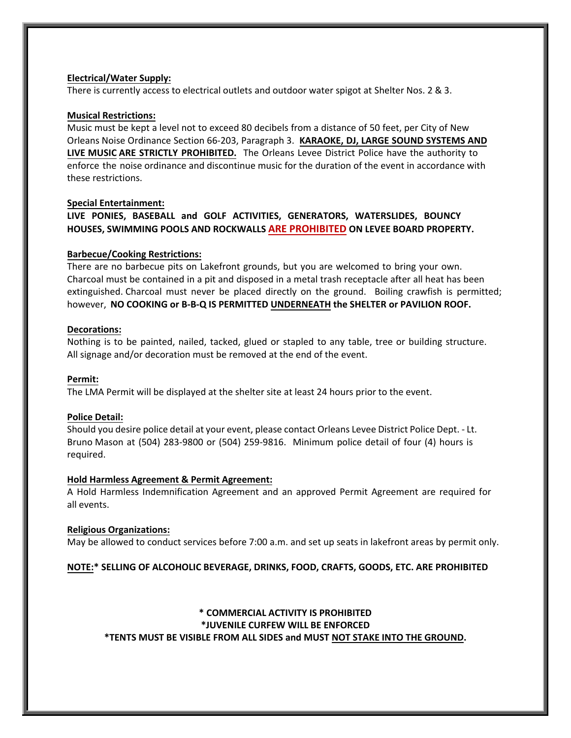**Electrical/Water Supply:**

There is currently access to electrical outlets and outdoor water spigot at Shelter Nos. 2 & 3.

**Musical Restrictions:**

Music must be kept a level not to exceed 80 decibels from a distance of 50 feet, per City of New Orleans Noise Ordinance Section 66-203, Paragraph 3. **KARAOKE, DJ, LARGE SOUND SYSTEMS AND LIVE MUSIC ARE STRICTLY PROHIBITED.** The Orleans Levee District Police have the authority to enforce the noise ordinance and discontinue music for the duration of the event in accordance with these restrictions.

**Special Entertainment:**

**LIVE PONIES, BASEBALL and GOLF ACTIVITIES, GENERATORS, WATERSLIDES, BOUNCY HOUSES, SWIMMING POOLS AND ROCKWALLS ARE PROHIBITED ON LEVEE BOARD PROPERTY.**

**Barbecue/Cooking Restrictions:**

There are no barbecue pits on Lakefront grounds, but you are welcomed to bring your own. Charcoal must be contained in a pit and disposed in a metal trash receptacle after all heat has been extinguished. Charcoal must never be placed directly on the ground. Boiling crawfish is permitted; however, **NO COOKING or B-B-Q IS PERMITTED UNDERNEATH the SHELTER or PAVILION ROOF.**

**Decorations:**

Nothing is to be painted, nailed, tacked, glued or stapled to any table, tree or building structure. All signage and/or decoration must be removed at the end of the event.

**Permit:**

The LMA Permit will be displayed at the shelter site at least 24 hours prior to the event.

**Police Detail:**

Should you desire police detail at your event, please contact Orleans Levee District Police Dept. - Lt. Bruno Mason at (504) 283-9800 or (504) 259-9816. Minimum police detail of four (4) hours is required.

**Hold Harmless Agreement & Permit Agreement:**

A Hold Harmless Indemnification Agreement and an approved Permit Agreement are required for all events.

**Religious Organizations:**

May be allowed to conduct services before 7:00 a.m. and set up seats in lakefront areas by permit only.

**NOTE:* SELLING OF ALCOHOLIC BEVERAGE, DRINKS, FOOD, CRAFTS, GOODS, ETC. ARE PROHIBITED**

**\* COMMERCIAL ACTIVITY IS PROHIBITED**
**\*JUVENILE CURFEW WILL BE ENFORCED**
**\*TENTS MUST BE VISIBLE FROM ALL SIDES and MUST NOT STAKE INTO THE GROUND.**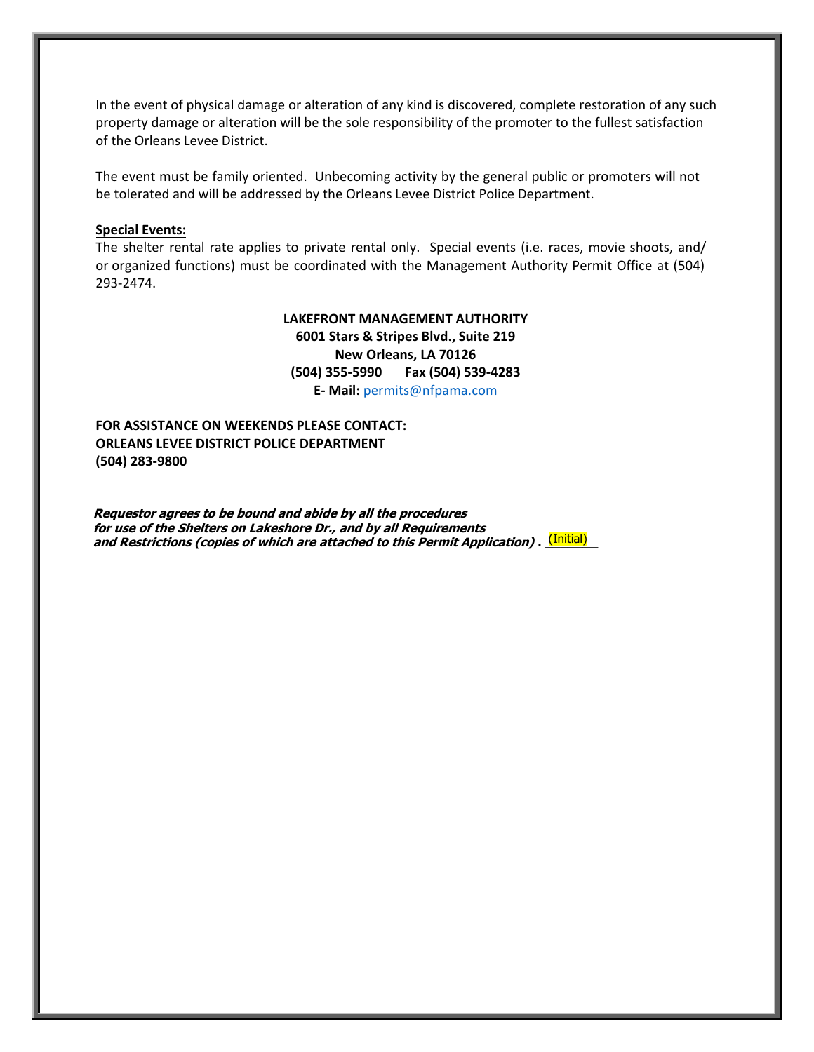In the event of physical damage or alteration of any kind is discovered, complete restoration of any such property damage or alteration will be the sole responsibility of the promoter to the fullest satisfaction of the Orleans Levee District.

The event must be family oriented. Unbecoming activity by the general public or promoters will not be tolerated and will be addressed by the Orleans Levee District Police Department.

**Special Events:**

The shelter rental rate applies to private rental only. Special events (i.e. races, movie shoots, and/ or organized functions) must be coordinated with the Management Authority Permit Office at (504) 293-2474.

**LAKEFRONT MANAGEMENT AUTHORITY**
**6001 Stars & Stripes Blvd., Suite 219**
**New Orleans, LA 70126**
**(504) 355-5990 Fax (504) 539-4283**
**E- Mail:** permits@nfpama.com

**FOR ASSISTANCE ON WEEKENDS PLEASE CONTACT:**
**ORLEANS LEVEE DISTRICT POLICE DEPARTMENT**
**(504) 283-9800**

***Requestor agrees to be bound and abide by all the procedures for use of the Shelters on Lakeshore Dr., and by all Requirements and Restrictions (copies of which are attached to this Permit Application) .*** (Initial)\_\_\_\_\_\_